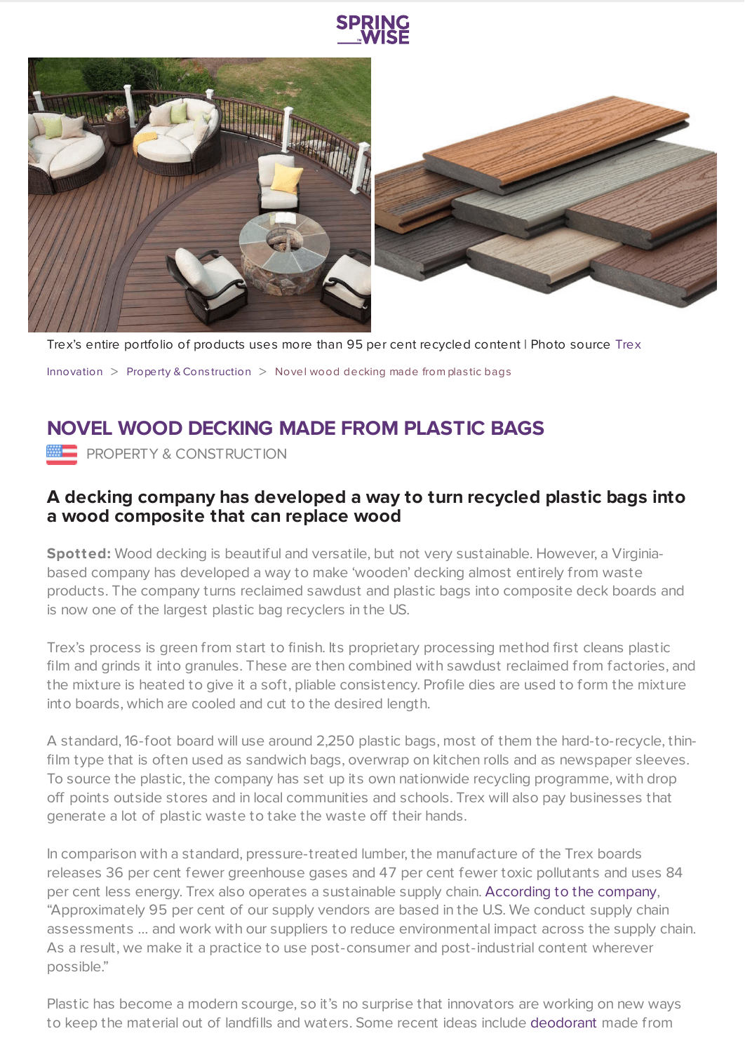Trex's entire portfolio of products uses more than 95 per cent recycled content | Photo source Trex

Innovation > Property & Construction > Novel wood decking made from plastic bags

# NOVEL WOOD DECKING MADE FROM PLASTIC BAGS

PROPERTY & CONSTRUCTION

## A decking company has developed a way to turn recycled plastic bags into a wood composite that can replace wood

**Spotted:** Wood decking is beautiful and versatile, but not very sustainable. However, a Virginia-based company has developed a way to make 'wooden' decking almost entirely from waste products. The company turns reclaimed sawdust and plastic bags into composite deck boards and is now one of the largest plastic bag recyclers in the US.

Trex's process is green from start to finish. Its proprietary processing method first cleans plastic film and grinds it into granules. These are then combined with sawdust reclaimed from factories, and the mixture is heated to give it a soft, pliable consistency. Profile dies are used to form the mixture into boards, which are cooled and cut to the desired length.

A standard, 16-foot board will use around 2,250 plastic bags, most of them the hard-to-recycle, thin-film type that is often used as sandwich bags, overwrap on kitchen rolls and as newspaper sleeves. To source the plastic, the company has set up its own nationwide recycling programme, with drop off points outside stores and in local communities and schools. Trex will also pay businesses that generate a lot of plastic waste to take the waste off their hands.

In comparison with a standard, pressure-treated lumber, the manufacture of the Trex boards releases 36 per cent fewer greenhouse gases and 47 per cent fewer toxic pollutants and uses 84 per cent less energy. Trex also operates a sustainable supply chain. According to the company, "Approximately 95 per cent of our supply vendors are based in the U.S. We conduct supply chain assessments … and work with our suppliers to reduce environmental impact across the supply chain. As a result, we make it a practice to use post-consumer and post-industrial content wherever possible."

Plastic has become a modern scourge, so it's no surprise that innovators are working on new ways to keep the material out of landfills and waters. Some recent ideas include deodorant made from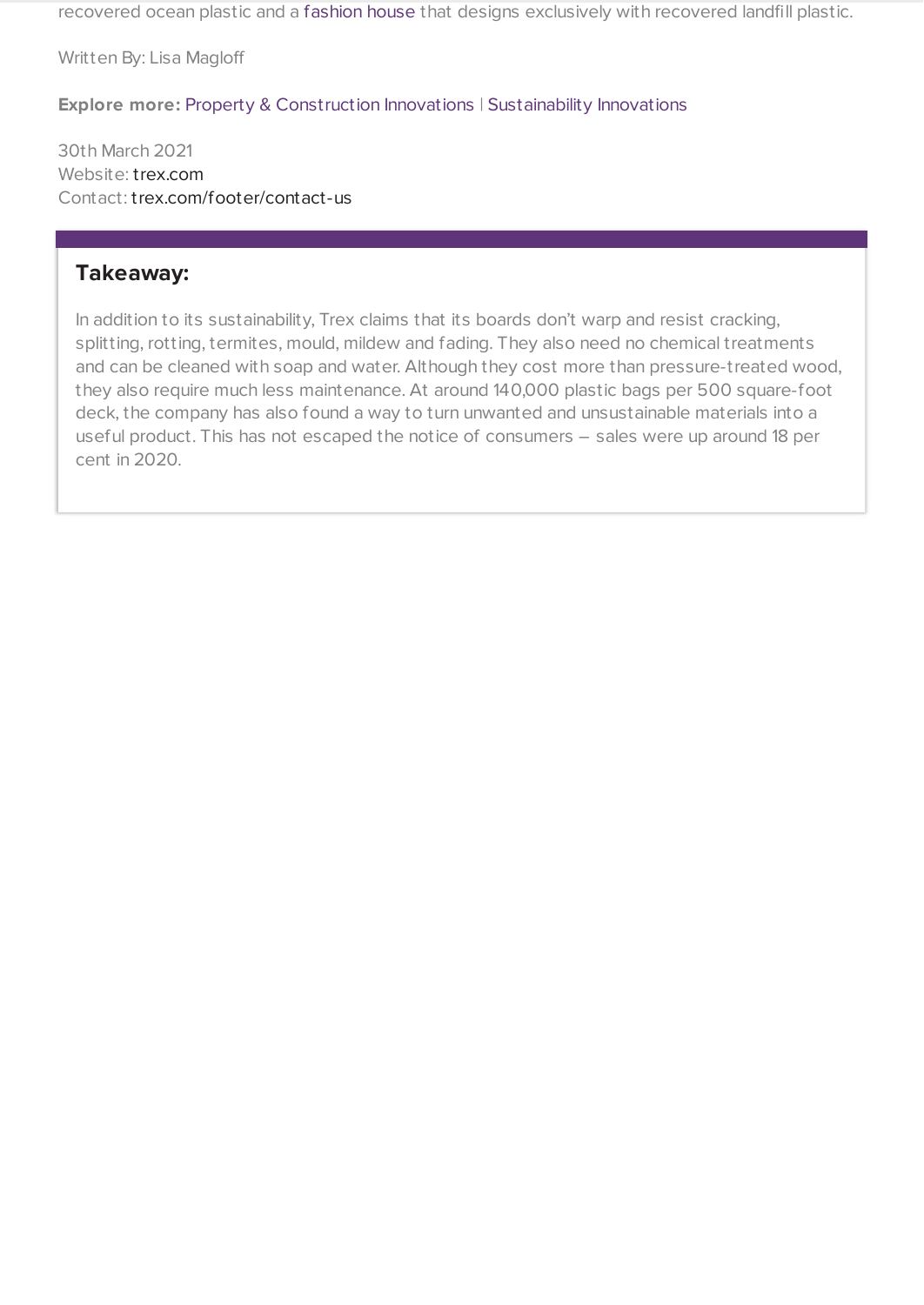recovered ocean plastic and a fashion house that designs exclusively with recovered landfill plastic.

Written By: Lisa Magloff

**Explore more:** Property & Construction Innovations | Sustainability Innovations

30th March 2021
Website: trex.com
Contact: trex.com/footer/contact-us

## Takeaway:

In addition to its sustainability, Trex claims that its boards don't warp and resist cracking, splitting, rotting, termites, mould, mildew and fading. They also need no chemical treatments and can be cleaned with soap and water. Although they cost more than pressure-treated wood, they also require much less maintenance. At around 140,000 plastic bags per 500 square-foot deck, the company has also found a way to turn unwanted and unsustainable materials into a useful product. This has not escaped the notice of consumers – sales were up around 18 per cent in 2020.